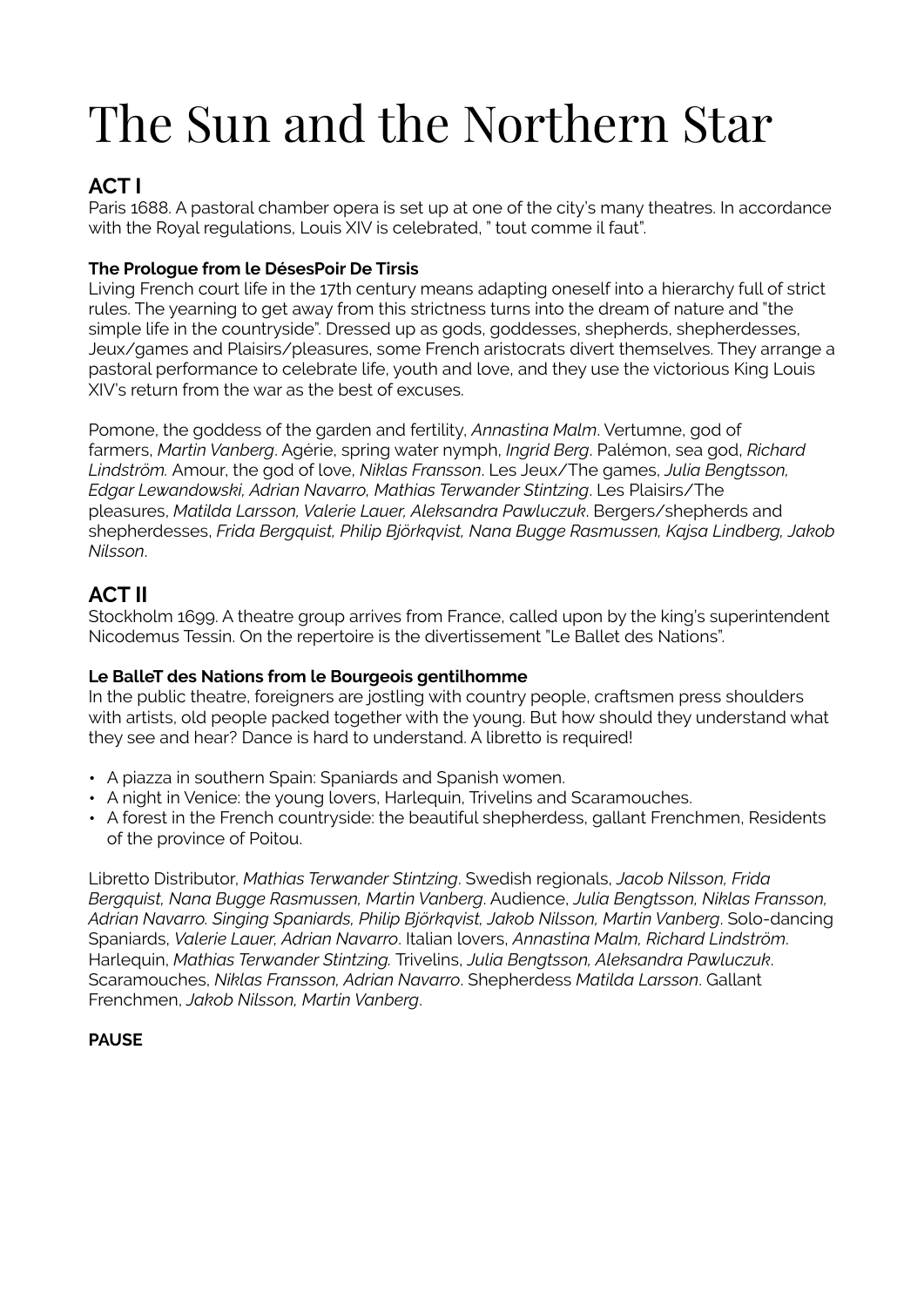# The Sun and the Northern Star

## ACT I

Paris 1688. A pastoral chamber opera is set up at one of the city's many theatres. In accordance with the Royal regulations, Louis XIV is celebrated, " tout comme il faut".

**The Prologue from le DésesPoir De Tirsis**

Living French court life in the 17th century means adapting oneself into a hierarchy full of strict rules. The yearning to get away from this strictness turns into the dream of nature and "the simple life in the countryside". Dressed up as gods, goddesses, shepherds, shepherdesses, Jeux/games and Plaisirs/pleasures, some French aristocrats divert themselves. They arrange a pastoral performance to celebrate life, youth and love, and they use the victorious King Louis XIV's return from the war as the best of excuses.

Pomone, the goddess of the garden and fertility, *Annastina Malm*. Vertumne, god of farmers, *Martin Vanberg*. Agérie, spring water nymph, *Ingrid Berg*. Palémon, sea god, *Richard Lindström.* Amour, the god of love, *Niklas Fransson*. Les Jeux/The games, *Julia Bengtsson, Edgar Lewandowski, Adrian Navarro, Mathias Terwander Stintzing*. Les Plaisirs/The pleasures, *Matilda Larsson, Valerie Lauer, Aleksandra Pawluczuk*. Bergers/shepherds and shepherdesses, *Frida Bergquist, Philip Björkqvist, Nana Bugge Rasmussen, Kajsa Lindberg, Jakob Nilsson*.

## ACT II

Stockholm 1699. A theatre group arrives from France, called upon by the king's superintendent Nicodemus Tessin. On the repertoire is the divertissement "Le Ballet des Nations".

**Le BalleT des Nations from le Bourgeois gentilhomme**

In the public theatre, foreigners are jostling with country people, craftsmen press shoulders with artists, old people packed together with the young. But how should they understand what they see and hear? Dance is hard to understand. A libretto is required!

- A piazza in southern Spain: Spaniards and Spanish women.
- A night in Venice: the young lovers, Harlequin, Trivelins and Scaramouches.
- A forest in the French countryside: the beautiful shepherdess, gallant Frenchmen, Residents of the province of Poitou.

Libretto Distributor, *Mathias Terwander Stintzing*. Swedish regionals, *Jacob Nilsson, Frida Bergquist, Nana Bugge Rasmussen, Martin Vanberg*. Audience, *Julia Bengtsson, Niklas Fransson, Adrian Navarro. Singing Spaniards, Philip Björkqvist, Jakob Nilsson, Martin Vanberg*. Solo-dancing Spaniards, *Valerie Lauer, Adrian Navarro*. Italian lovers, *Annastina Malm, Richard Lindström*. Harlequin, *Mathias Terwander Stintzing.* Trivelins, *Julia Bengtsson, Aleksandra Pawluczuk*. Scaramouches, *Niklas Fransson, Adrian Navarro*. Shepherdess *Matilda Larsson*. Gallant Frenchmen, *Jakob Nilsson, Martin Vanberg*.

**PAUSE**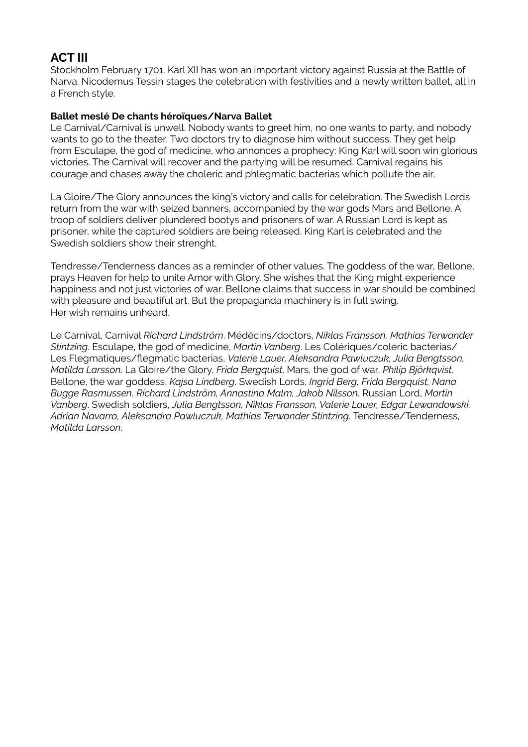## ACT III

Stockholm February 1701. Karl XII has won an important victory against Russia at the Battle of Narva. Nicodemus Tessin stages the celebration with festivities and a newly written ballet, all in a French style.

**Ballet meslé De chants héroïques/Narva Ballet**

Le Carnival/Carnival is unwell. Nobody wants to greet him, no one wants to party, and nobody wants to go to the theater. Two doctors try to diagnose him without success. They get help from Esculape, the god of medicine, who annonces a prophecy: King Karl will soon win glorious victories. The Carnival will recover and the partying will be resumed. Carnival regains his courage and chases away the choleric and phlegmatic bacterias which pollute the air.

La Gloire/The Glory announces the king's victory and calls for celebration. The Swedish Lords return from the war with seized banners, accompanied by the war gods Mars and Bellone. A troop of soldiers deliver plundered bootys and prisoners of war. A Russian Lord is kept as prisoner, while the captured soldiers are being released. King Karl is celebrated and the Swedish soldiers show their strenght.

Tendresse/Tenderness dances as a reminder of other values. The goddess of the war, Bellone, prays Heaven for help to unite Amor with Glory. She wishes that the King might experience happiness and not just victories of war. Bellone claims that success in war should be combined with pleasure and beautiful art. But the propaganda machinery is in full swing.
Her wish remains unheard.

Le Carnival, Carnival *Richard Lindström*. Médécins/doctors, *Niklas Fransson, Mathias Terwander Stintzing*. Esculape, the god of medicine, *Martin Vanberg*. Les Colériques/coleric bacterias/ Les Flegmatiques/flegmatic bacterias, *Valerie Lauer, Aleksandra Pawluczuk, Julia Bengtsson, Matilda Larsson*. La Gloire/the Glory, *Frida Bergquist*. Mars, the god of war, *Philip Björkqvist*. Bellone, the war goddess, *Kajsa Lindberg*. Swedish Lords, *Ingrid Berg, Frida Bergquist, Nana Bugge Rasmussen, Richard Lindström, Annastina Malm, Jakob Nilsson*. Russian Lord, *Martin Vanberg*. Swedish soldiers, *Julia Bengtsson, Niklas Fransson, Valerie Lauer, Edgar Lewandowski, Adrian Navarro, Aleksandra Pawluczuk, Mathias Terwander Stintzing*. Tendresse/Tenderness, *Matilda Larsson*.